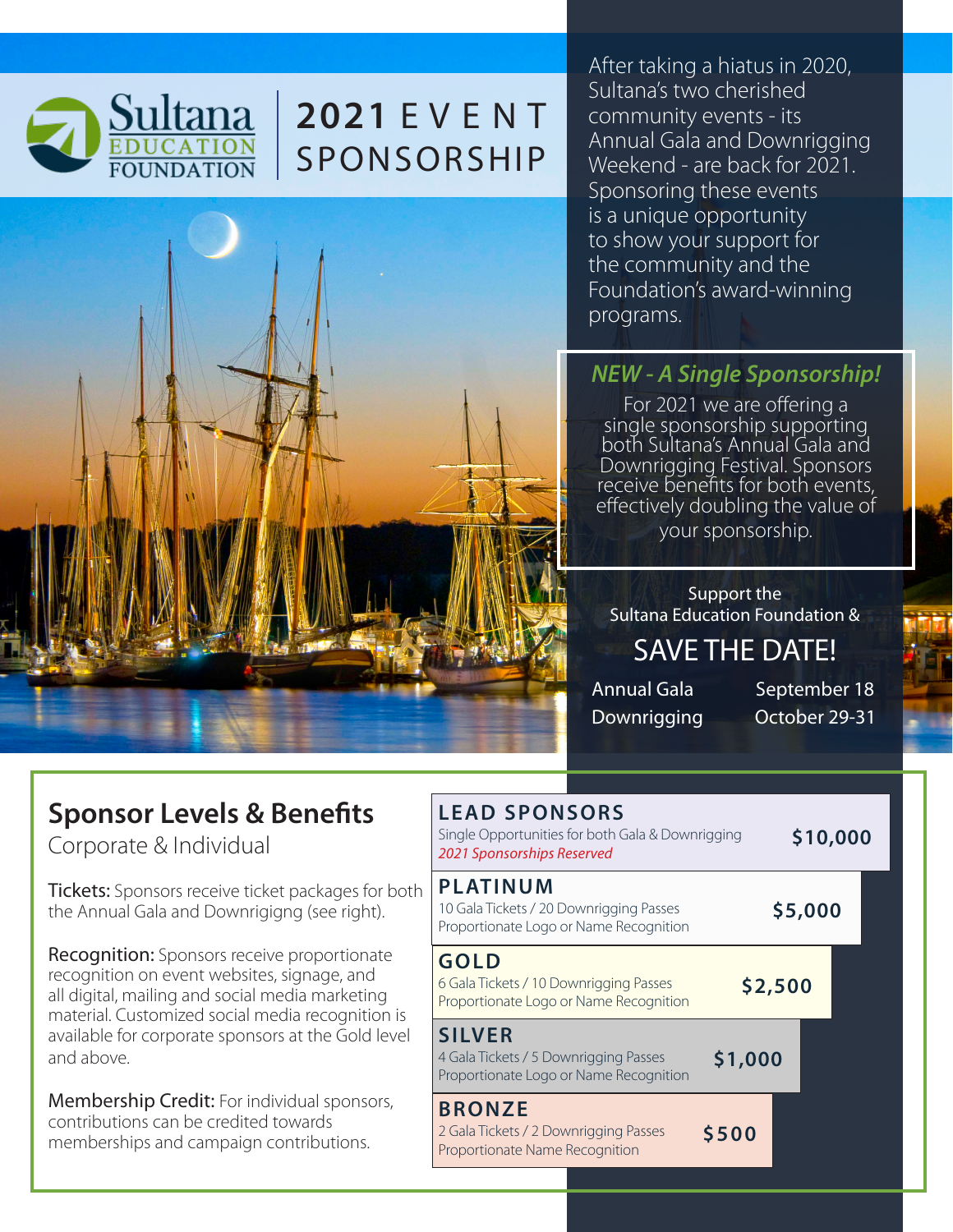# Sultana Education Foundation

# 2021 EVENT SPONSORSHIP

After taking a hiatus in 2020, Sultana's two cherished community events - its Annual Gala and Downrigging Weekend - are back for 2021. Sponsoring these events is a unique opportunity to show your support for the community and the Foundation's award-winning programs.

### *NEW - A Single Sponsorship!*

For 2021 we are offering a single sponsorship supporting both Sultana's Annual Gala and Downrigging Festival. Sponsors receive benefits for both events, effectively doubling the value of your sponsorship.

Support the Sultana Education Foundation &

## SAVE THE DATE!

| | |
|---|---|
| Annual Gala | September 18 |
| Downrigging | October 29-31 |

## Sponsor Levels & Benefits

Corporate & Individual

**Tickets:** Sponsors receive ticket packages for both the Annual Gala and Downrigigng (see right).

**Recognition:** Sponsors receive proportionate recognition on event websites, signage, and all digital, mailing and social media marketing material. Customized social media recognition is available for corporate sponsors at the Gold level and above.

**Membership Credit:** For individual sponsors, contributions can be credited towards memberships and campaign contributions.

| Level | Benefits | Amount |
|---|---|---|
| **LEAD SPONSORS** | Single Opportunities for both Gala & Downrigging<br>*2021 Sponsorships Reserved* | **$10,000** |
| **PLATINUM** | 10 Gala Tickets / 20 Downrigging Passes<br>Proportionate Logo or Name Recognition | **$5,000** |
| **GOLD** | 6 Gala Tickets / 10 Downrigging Passes<br>Proportionate Logo or Name Recognition | **$2,500** |
| **SILVER** | 4 Gala Tickets / 5 Downrigging Passes<br>Proportionate Logo or Name Recognition | **$1,000** |
| **BRONZE** | 2 Gala Tickets / 2 Downrigging Passes<br>Proportionate Name Recognition | **$500** |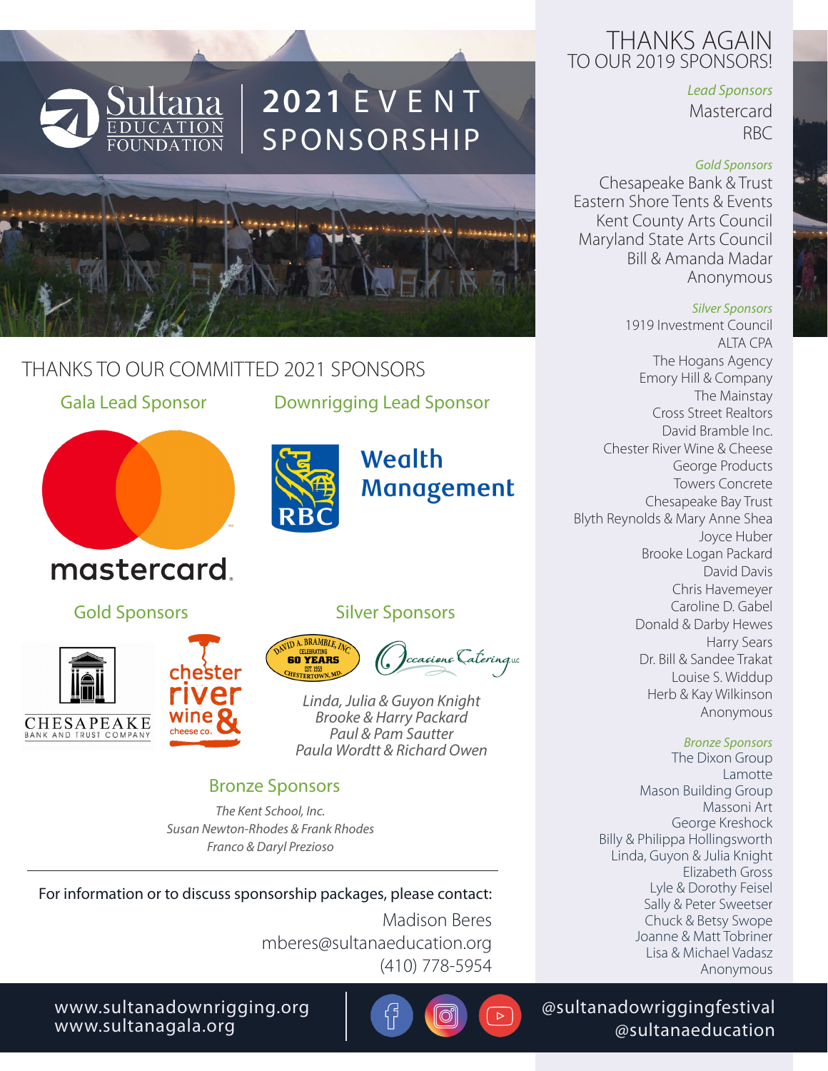# Sultana Education Foundation — 2021 EVENT SPONSORSHIP

## THANKS TO OUR COMMITTED 2021 SPONSORS

### Gala Lead Sponsor

mastercard

### Downrigging Lead Sponsor

RBC Wealth Management

### Gold Sponsors

CHESAPEAKE BANK AND TRUST COMPANY

chester river wine & cheese co.

### Silver Sponsors

DAVID A. BRAMBLE, INC. CELEBRATING 60 YEARS EST. 1959 CHESTERTOWN, MD

Occasions Catering LLC

*Linda, Julia & Guyon Knight*
*Brooke & Harry Packard*
*Paul & Pam Sautter*
*Paula Wordtt & Richard Owen*

### Bronze Sponsors

*The Kent School, Inc.*
*Susan Newton-Rhodes & Frank Rhodes*
*Franco & Daryl Prezioso*

---

For information or to discuss sponsorship packages, please contact:

Madison Beres
mberes@sultanaeducation.org
(410) 778-5954

## THANKS AGAIN TO OUR 2019 SPONSORS!

*Lead Sponsors*
Mastercard
RBC

*Gold Sponsors*
Chesapeake Bank & Trust
Eastern Shore Tents & Events
Kent County Arts Council
Maryland State Arts Council
Bill & Amanda Madar
Anonymous

*Silver Sponsors*
1919 Investment Council
ALTA CPA
The Hogans Agency
Emory Hill & Company
The Mainstay
Cross Street Realtors
David Bramble Inc.
Chester River Wine & Cheese
George Products
Towers Concrete
Chesapeake Bay Trust
Blyth Reynolds & Mary Anne Shea
Joyce Huber
Brooke Logan Packard
David Davis
Chris Havemeyer
Caroline D. Gabel
Donald & Darby Hewes
Harry Sears
Dr. Bill & Sandee Trakat
Louise S. Widdup
Herb & Kay Wilkinson
Anonymous

*Bronze Sponsors*
The Dixon Group
Lamotte
Mason Building Group
Massoni Art
George Kreshock
Billy & Philippa Hollingsworth
Linda, Guyon & Julia Knight
Elizabeth Gross
Lyle & Dorothy Feisel
Sally & Peter Sweetser
Chuck & Betsy Swope
Joanne & Matt Tobriner
Lisa & Michael Vadasz
Anonymous

www.sultanadownrigging.org
www.sultanagala.org

@sultanadowriggingfestival
@sultanaeducation